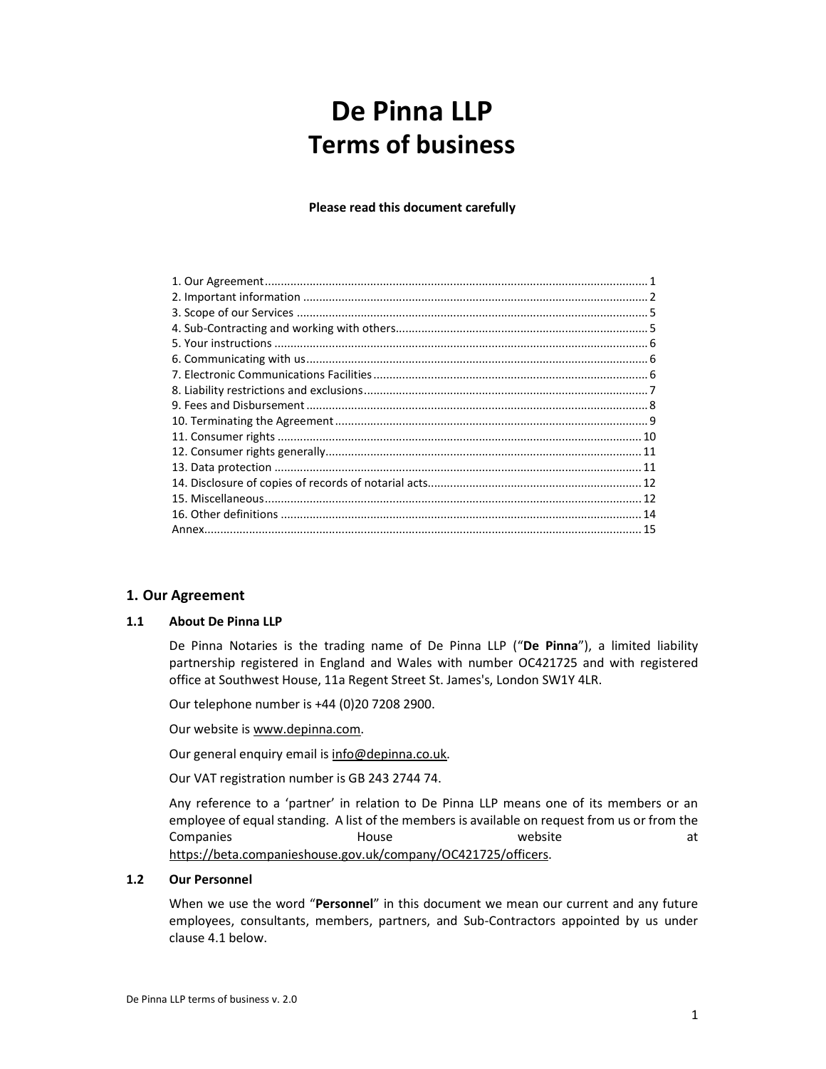# De Pinna LLP
# Terms of business

**Please read this document carefully**

1. Our Agreement ..... 1
2. Important information ..... 2
3. Scope of our Services ..... 5
4. Sub-Contracting and working with others ..... 5
5. Your instructions ..... 6
6. Communicating with us ..... 6
7. Electronic Communications Facilities ..... 6
8. Liability restrictions and exclusions ..... 7
9. Fees and Disbursement ..... 8
10. Terminating the Agreement ..... 9
11. Consumer rights ..... 10
12. Consumer rights generally ..... 11
13. Data protection ..... 11
14. Disclosure of copies of records of notarial acts ..... 12
15. Miscellaneous ..... 12
16. Other definitions ..... 14
Annex ..... 15

## 1. Our Agreement

### 1.1 About De Pinna LLP

De Pinna Notaries is the trading name of De Pinna LLP ("**De Pinna**"), a limited liability partnership registered in England and Wales with number OC421725 and with registered office at Southwest House, 11a Regent Street St. James's, London SW1Y 4LR.

Our telephone number is +44 (0)20 7208 2900.

Our website is www.depinna.com.

Our general enquiry email is info@depinna.co.uk.

Our VAT registration number is GB 243 2744 74.

Any reference to a 'partner' in relation to De Pinna LLP means one of its members or an employee of equal standing. A list of the members is available on request from us or from the Companies House website at https://beta.companieshouse.gov.uk/company/OC421725/officers.

### 1.2 Our Personnel

When we use the word "**Personnel**" in this document we mean our current and any future employees, consultants, members, partners, and Sub-Contractors appointed by us under clause 4.1 below.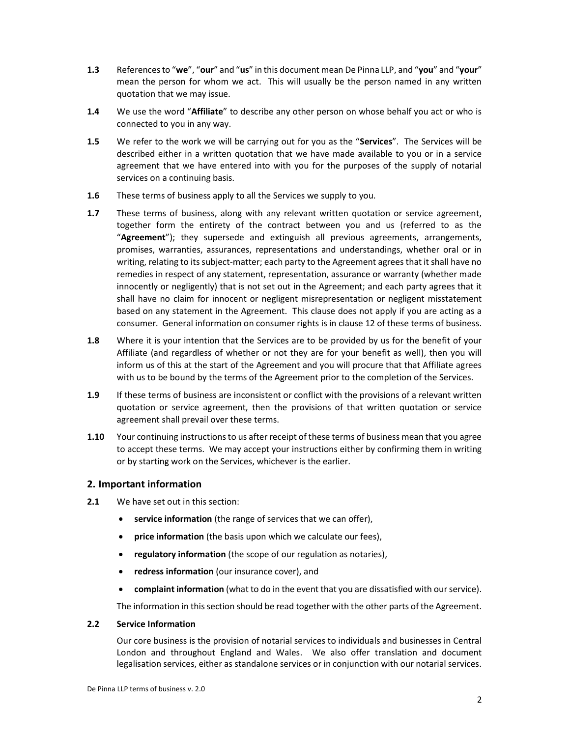**1.3** References to "**we**", "**our**" and "**us**" in this document mean De Pinna LLP, and "**you**" and "**your**" mean the person for whom we act. This will usually be the person named in any written quotation that we may issue.

**1.4** We use the word "**Affiliate**" to describe any other person on whose behalf you act or who is connected to you in any way.

**1.5** We refer to the work we will be carrying out for you as the "**Services**". The Services will be described either in a written quotation that we have made available to you or in a service agreement that we have entered into with you for the purposes of the supply of notarial services on a continuing basis.

**1.6** These terms of business apply to all the Services we supply to you.

**1.7** These terms of business, along with any relevant written quotation or service agreement, together form the entirety of the contract between you and us (referred to as the "**Agreement**"); they supersede and extinguish all previous agreements, arrangements, promises, warranties, assurances, representations and understandings, whether oral or in writing, relating to its subject-matter; each party to the Agreement agrees that it shall have no remedies in respect of any statement, representation, assurance or warranty (whether made innocently or negligently) that is not set out in the Agreement; and each party agrees that it shall have no claim for innocent or negligent misrepresentation or negligent misstatement based on any statement in the Agreement. This clause does not apply if you are acting as a consumer. General information on consumer rights is in clause 12 of these terms of business.

**1.8** Where it is your intention that the Services are to be provided by us for the benefit of your Affiliate (and regardless of whether or not they are for your benefit as well), then you will inform us of this at the start of the Agreement and you will procure that that Affiliate agrees with us to be bound by the terms of the Agreement prior to the completion of the Services.

**1.9** If these terms of business are inconsistent or conflict with the provisions of a relevant written quotation or service agreement, then the provisions of that written quotation or service agreement shall prevail over these terms.

**1.10** Your continuing instructions to us after receipt of these terms of business mean that you agree to accept these terms. We may accept your instructions either by confirming them in writing or by starting work on the Services, whichever is the earlier.

## 2. Important information

**2.1** We have set out in this section:

- **service information** (the range of services that we can offer),
- **price information** (the basis upon which we calculate our fees),
- **regulatory information** (the scope of our regulation as notaries),
- **redress information** (our insurance cover), and
- **complaint information** (what to do in the event that you are dissatisfied with our service).

The information in this section should be read together with the other parts of the Agreement.

**2.2 Service Information**

Our core business is the provision of notarial services to individuals and businesses in Central London and throughout England and Wales. We also offer translation and document legalisation services, either as standalone services or in conjunction with our notarial services.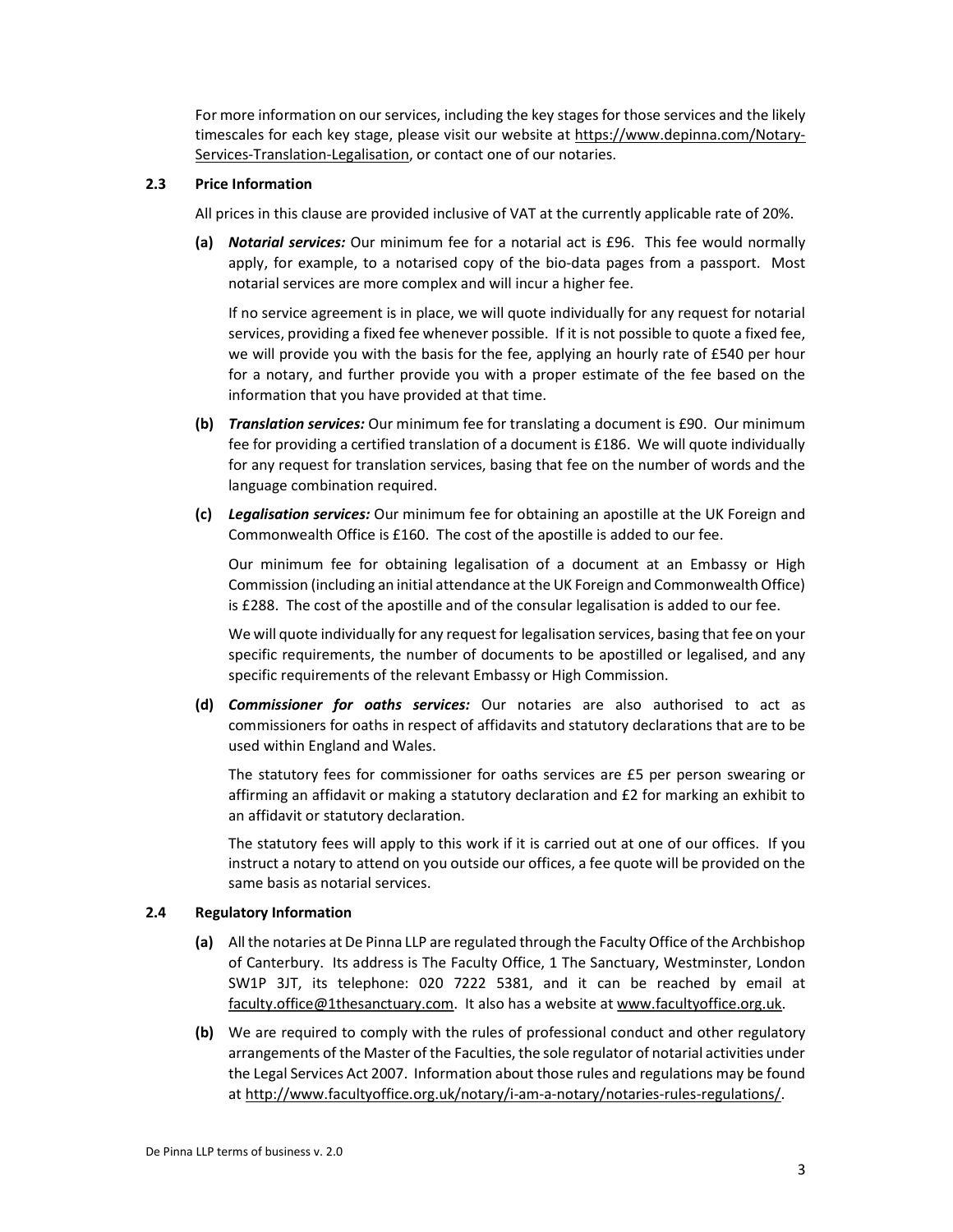For more information on our services, including the key stages for those services and the likely timescales for each key stage, please visit our website at [https://www.depinna.com/Notary-Services-Translation-Legalisation](https://www.depinna.com/Notary-Services-Translation-Legalisation), or contact one of our notaries.

### 2.3 Price Information

All prices in this clause are provided inclusive of VAT at the currently applicable rate of 20%.

**(a)** ***Notarial services:*** Our minimum fee for a notarial act is £96. This fee would normally apply, for example, to a notarised copy of the bio-data pages from a passport. Most notarial services are more complex and will incur a higher fee.

If no service agreement is in place, we will quote individually for any request for notarial services, providing a fixed fee whenever possible. If it is not possible to quote a fixed fee, we will provide you with the basis for the fee, applying an hourly rate of £540 per hour for a notary, and further provide you with a proper estimate of the fee based on the information that you have provided at that time.

**(b)** ***Translation services:*** Our minimum fee for translating a document is £90. Our minimum fee for providing a certified translation of a document is £186. We will quote individually for any request for translation services, basing that fee on the number of words and the language combination required.

**(c)** ***Legalisation services:*** Our minimum fee for obtaining an apostille at the UK Foreign and Commonwealth Office is £160. The cost of the apostille is added to our fee.

Our minimum fee for obtaining legalisation of a document at an Embassy or High Commission (including an initial attendance at the UK Foreign and Commonwealth Office) is £288. The cost of the apostille and of the consular legalisation is added to our fee.

We will quote individually for any request for legalisation services, basing that fee on your specific requirements, the number of documents to be apostilled or legalised, and any specific requirements of the relevant Embassy or High Commission.

**(d)** ***Commissioner for oaths services:*** Our notaries are also authorised to act as commissioners for oaths in respect of affidavits and statutory declarations that are to be used within England and Wales.

The statutory fees for commissioner for oaths services are £5 per person swearing or affirming an affidavit or making a statutory declaration and £2 for marking an exhibit to an affidavit or statutory declaration.

The statutory fees will apply to this work if it is carried out at one of our offices. If you instruct a notary to attend on you outside our offices, a fee quote will be provided on the same basis as notarial services.

### 2.4 Regulatory Information

**(a)** All the notaries at De Pinna LLP are regulated through the Faculty Office of the Archbishop of Canterbury. Its address is The Faculty Office, 1 The Sanctuary, Westminster, London SW1P 3JT, its telephone: 020 7222 5381, and it can be reached by email at [faculty.office@1thesanctuary.com](mailto:faculty.office@1thesanctuary.com). It also has a website at [www.facultyoffice.org.uk](http://www.facultyoffice.org.uk).

**(b)** We are required to comply with the rules of professional conduct and other regulatory arrangements of the Master of the Faculties, the sole regulator of notarial activities under the Legal Services Act 2007. Information about those rules and regulations may be found at [http://www.facultyoffice.org.uk/notary/i-am-a-notary/notaries-rules-regulations/](http://www.facultyoffice.org.uk/notary/i-am-a-notary/notaries-rules-regulations/).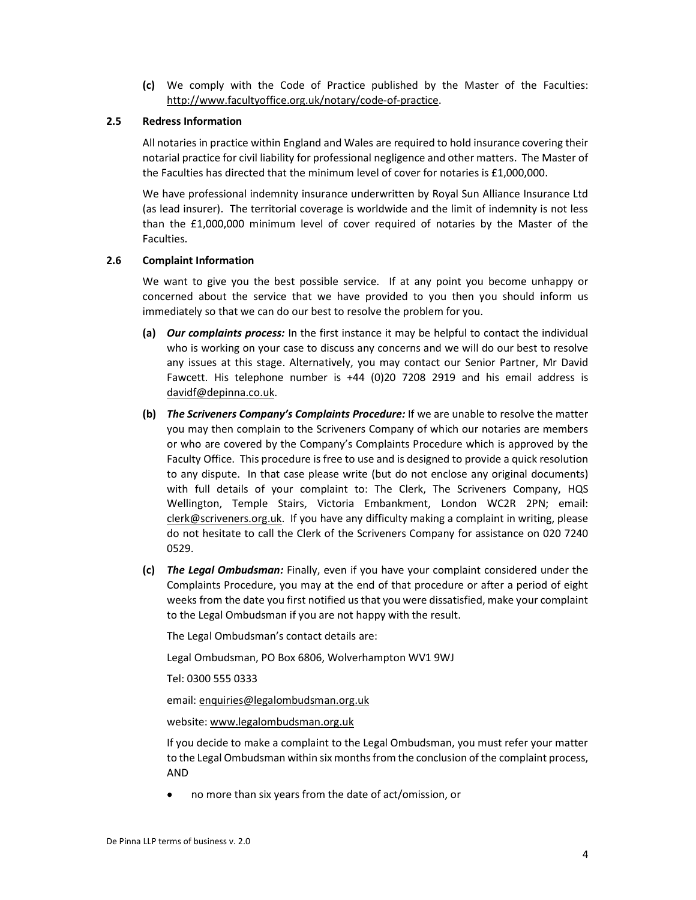**(c)** We comply with the Code of Practice published by the Master of the Faculties: http://www.facultyoffice.org.uk/notary/code-of-practice.

### 2.5 Redress Information

All notaries in practice within England and Wales are required to hold insurance covering their notarial practice for civil liability for professional negligence and other matters. The Master of the Faculties has directed that the minimum level of cover for notaries is £1,000,000.

We have professional indemnity insurance underwritten by Royal Sun Alliance Insurance Ltd (as lead insurer). The territorial coverage is worldwide and the limit of indemnity is not less than the £1,000,000 minimum level of cover required of notaries by the Master of the Faculties.

### 2.6 Complaint Information

We want to give you the best possible service. If at any point you become unhappy or concerned about the service that we have provided to you then you should inform us immediately so that we can do our best to resolve the problem for you.

**(a)** ***Our complaints process:*** In the first instance it may be helpful to contact the individual who is working on your case to discuss any concerns and we will do our best to resolve any issues at this stage. Alternatively, you may contact our Senior Partner, Mr David Fawcett. His telephone number is +44 (0)20 7208 2919 and his email address is davidf@depinna.co.uk.

**(b)** ***The Scriveners Company's Complaints Procedure:*** If we are unable to resolve the matter you may then complain to the Scriveners Company of which our notaries are members or who are covered by the Company's Complaints Procedure which is approved by the Faculty Office. This procedure is free to use and is designed to provide a quick resolution to any dispute. In that case please write (but do not enclose any original documents) with full details of your complaint to: The Clerk, The Scriveners Company, HQS Wellington, Temple Stairs, Victoria Embankment, London WC2R 2PN; email: clerk@scriveners.org.uk. If you have any difficulty making a complaint in writing, please do not hesitate to call the Clerk of the Scriveners Company for assistance on 020 7240 0529.

**(c)** ***The Legal Ombudsman:*** Finally, even if you have your complaint considered under the Complaints Procedure, you may at the end of that procedure or after a period of eight weeks from the date you first notified us that you were dissatisfied, make your complaint to the Legal Ombudsman if you are not happy with the result.

The Legal Ombudsman's contact details are:

Legal Ombudsman, PO Box 6806, Wolverhampton WV1 9WJ

Tel: 0300 555 0333

email: enquiries@legalombudsman.org.uk

website: www.legalombudsman.org.uk

If you decide to make a complaint to the Legal Ombudsman, you must refer your matter to the Legal Ombudsman within six months from the conclusion of the complaint process, AND

- no more than six years from the date of act/omission, or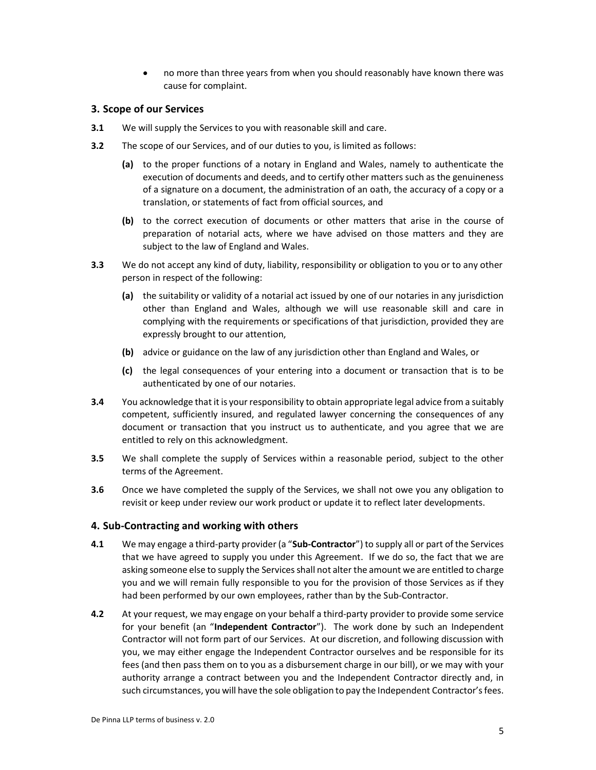- no more than three years from when you should reasonably have known there was cause for complaint.

## 3. Scope of our Services

**3.1** We will supply the Services to you with reasonable skill and care.

**3.2** The scope of our Services, and of our duties to you, is limited as follows:

**(a)** to the proper functions of a notary in England and Wales, namely to authenticate the execution of documents and deeds, and to certify other matters such as the genuineness of a signature on a document, the administration of an oath, the accuracy of a copy or a translation, or statements of fact from official sources, and

**(b)** to the correct execution of documents or other matters that arise in the course of preparation of notarial acts, where we have advised on those matters and they are subject to the law of England and Wales.

**3.3** We do not accept any kind of duty, liability, responsibility or obligation to you or to any other person in respect of the following:

**(a)** the suitability or validity of a notarial act issued by one of our notaries in any jurisdiction other than England and Wales, although we will use reasonable skill and care in complying with the requirements or specifications of that jurisdiction, provided they are expressly brought to our attention,

**(b)** advice or guidance on the law of any jurisdiction other than England and Wales, or

**(c)** the legal consequences of your entering into a document or transaction that is to be authenticated by one of our notaries.

**3.4** You acknowledge that it is your responsibility to obtain appropriate legal advice from a suitably competent, sufficiently insured, and regulated lawyer concerning the consequences of any document or transaction that you instruct us to authenticate, and you agree that we are entitled to rely on this acknowledgment.

**3.5** We shall complete the supply of Services within a reasonable period, subject to the other terms of the Agreement.

**3.6** Once we have completed the supply of the Services, we shall not owe you any obligation to revisit or keep under review our work product or update it to reflect later developments.

## 4. Sub-Contracting and working with others

**4.1** We may engage a third-party provider (a "**Sub-Contractor**") to supply all or part of the Services that we have agreed to supply you under this Agreement. If we do so, the fact that we are asking someone else to supply the Services shall not alter the amount we are entitled to charge you and we will remain fully responsible to you for the provision of those Services as if they had been performed by our own employees, rather than by the Sub-Contractor.

**4.2** At your request, we may engage on your behalf a third-party provider to provide some service for your benefit (an "**Independent Contractor**"). The work done by such an Independent Contractor will not form part of our Services. At our discretion, and following discussion with you, we may either engage the Independent Contractor ourselves and be responsible for its fees (and then pass them on to you as a disbursement charge in our bill), or we may with your authority arrange a contract between you and the Independent Contractor directly and, in such circumstances, you will have the sole obligation to pay the Independent Contractor's fees.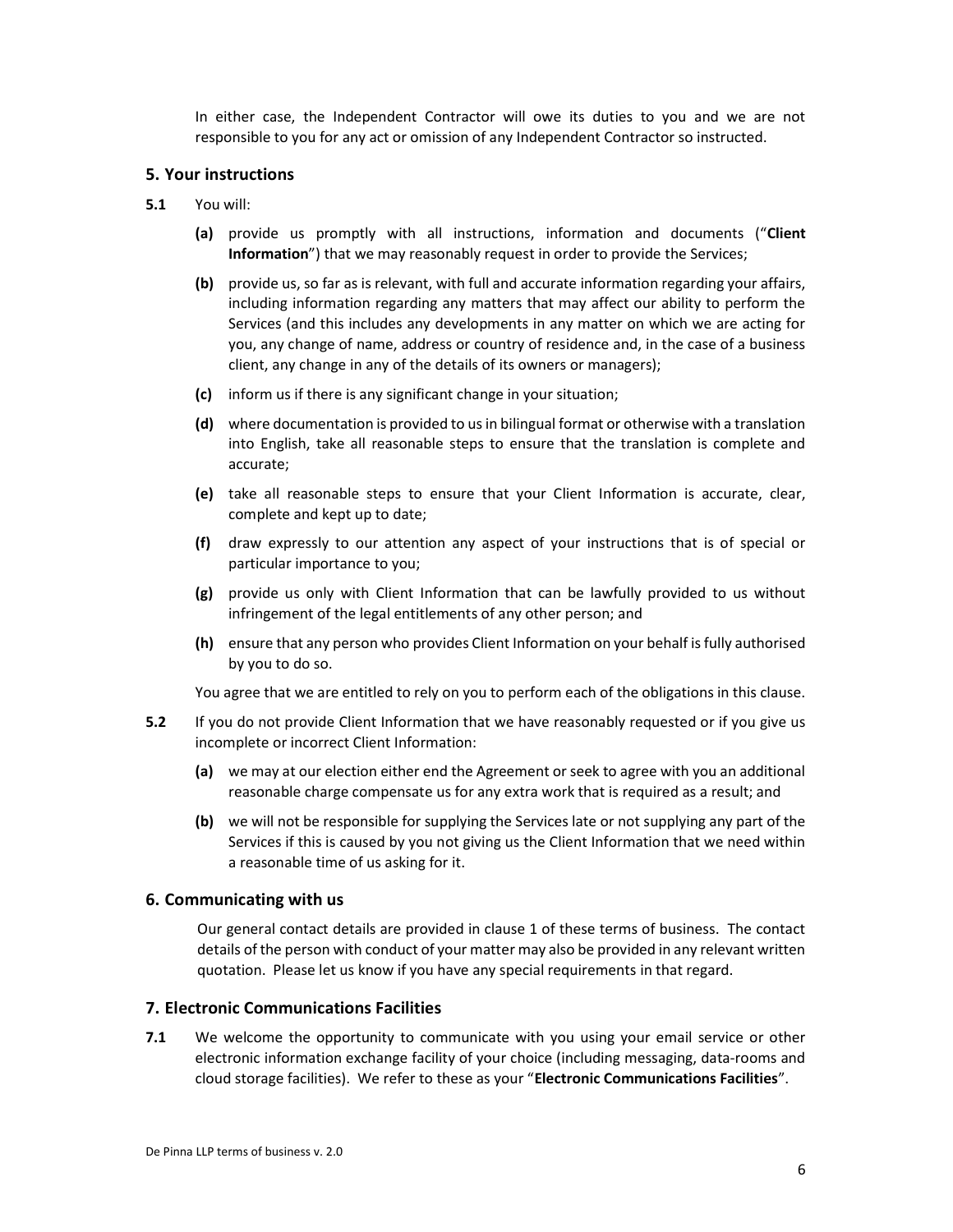In either case, the Independent Contractor will owe its duties to you and we are not responsible to you for any act or omission of any Independent Contractor so instructed.

## 5. Your instructions

**5.1** You will:

**(a)** provide us promptly with all instructions, information and documents ("**Client Information**") that we may reasonably request in order to provide the Services;

**(b)** provide us, so far as is relevant, with full and accurate information regarding your affairs, including information regarding any matters that may affect our ability to perform the Services (and this includes any developments in any matter on which we are acting for you, any change of name, address or country of residence and, in the case of a business client, any change in any of the details of its owners or managers);

**(c)** inform us if there is any significant change in your situation;

**(d)** where documentation is provided to us in bilingual format or otherwise with a translation into English, take all reasonable steps to ensure that the translation is complete and accurate;

**(e)** take all reasonable steps to ensure that your Client Information is accurate, clear, complete and kept up to date;

**(f)** draw expressly to our attention any aspect of your instructions that is of special or particular importance to you;

**(g)** provide us only with Client Information that can be lawfully provided to us without infringement of the legal entitlements of any other person; and

**(h)** ensure that any person who provides Client Information on your behalf is fully authorised by you to do so.

You agree that we are entitled to rely on you to perform each of the obligations in this clause.

**5.2** If you do not provide Client Information that we have reasonably requested or if you give us incomplete or incorrect Client Information:

**(a)** we may at our election either end the Agreement or seek to agree with you an additional reasonable charge compensate us for any extra work that is required as a result; and

**(b)** we will not be responsible for supplying the Services late or not supplying any part of the Services if this is caused by you not giving us the Client Information that we need within a reasonable time of us asking for it.

## 6. Communicating with us

Our general contact details are provided in clause 1 of these terms of business. The contact details of the person with conduct of your matter may also be provided in any relevant written quotation. Please let us know if you have any special requirements in that regard.

## 7. Electronic Communications Facilities

**7.1** We welcome the opportunity to communicate with you using your email service or other electronic information exchange facility of your choice (including messaging, data-rooms and cloud storage facilities). We refer to these as your "**Electronic Communications Facilities**".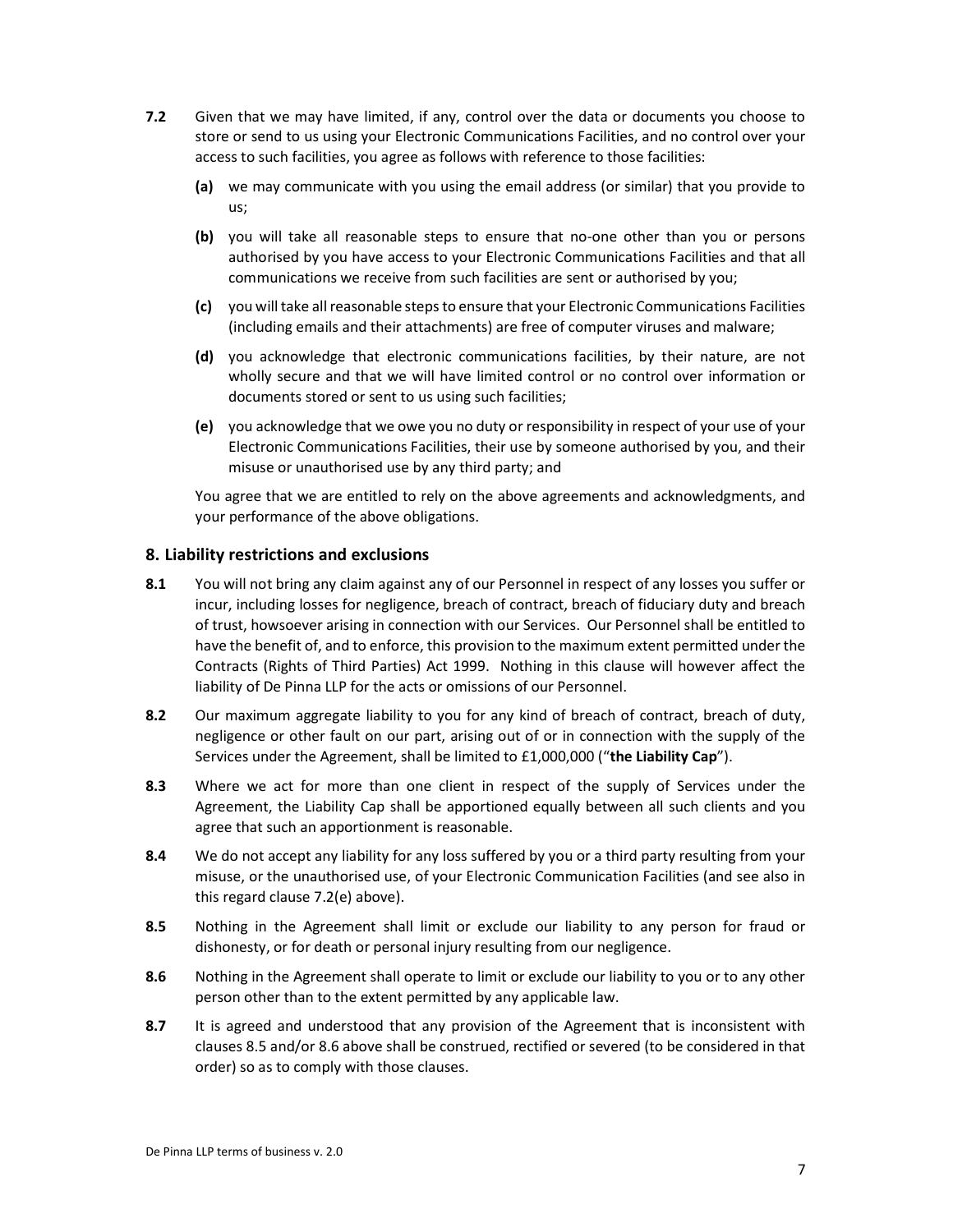**7.2** Given that we may have limited, if any, control over the data or documents you choose to store or send to us using your Electronic Communications Facilities, and no control over your access to such facilities, you agree as follows with reference to those facilities:

- **(a)** we may communicate with you using the email address (or similar) that you provide to us;
- **(b)** you will take all reasonable steps to ensure that no-one other than you or persons authorised by you have access to your Electronic Communications Facilities and that all communications we receive from such facilities are sent or authorised by you;
- **(c)** you will take all reasonable steps to ensure that your Electronic Communications Facilities (including emails and their attachments) are free of computer viruses and malware;
- **(d)** you acknowledge that electronic communications facilities, by their nature, are not wholly secure and that we will have limited control or no control over information or documents stored or sent to us using such facilities;
- **(e)** you acknowledge that we owe you no duty or responsibility in respect of your use of your Electronic Communications Facilities, their use by someone authorised by you, and their misuse or unauthorised use by any third party; and

You agree that we are entitled to rely on the above agreements and acknowledgments, and your performance of the above obligations.

## 8. Liability restrictions and exclusions

**8.1** You will not bring any claim against any of our Personnel in respect of any losses you suffer or incur, including losses for negligence, breach of contract, breach of fiduciary duty and breach of trust, howsoever arising in connection with our Services. Our Personnel shall be entitled to have the benefit of, and to enforce, this provision to the maximum extent permitted under the Contracts (Rights of Third Parties) Act 1999. Nothing in this clause will however affect the liability of De Pinna LLP for the acts or omissions of our Personnel.

**8.2** Our maximum aggregate liability to you for any kind of breach of contract, breach of duty, negligence or other fault on our part, arising out of or in connection with the supply of the Services under the Agreement, shall be limited to £1,000,000 ("**the Liability Cap**").

**8.3** Where we act for more than one client in respect of the supply of Services under the Agreement, the Liability Cap shall be apportioned equally between all such clients and you agree that such an apportionment is reasonable.

**8.4** We do not accept any liability for any loss suffered by you or a third party resulting from your misuse, or the unauthorised use, of your Electronic Communication Facilities (and see also in this regard clause 7.2(e) above).

**8.5** Nothing in the Agreement shall limit or exclude our liability to any person for fraud or dishonesty, or for death or personal injury resulting from our negligence.

**8.6** Nothing in the Agreement shall operate to limit or exclude our liability to you or to any other person other than to the extent permitted by any applicable law.

**8.7** It is agreed and understood that any provision of the Agreement that is inconsistent with clauses 8.5 and/or 8.6 above shall be construed, rectified or severed (to be considered in that order) so as to comply with those clauses.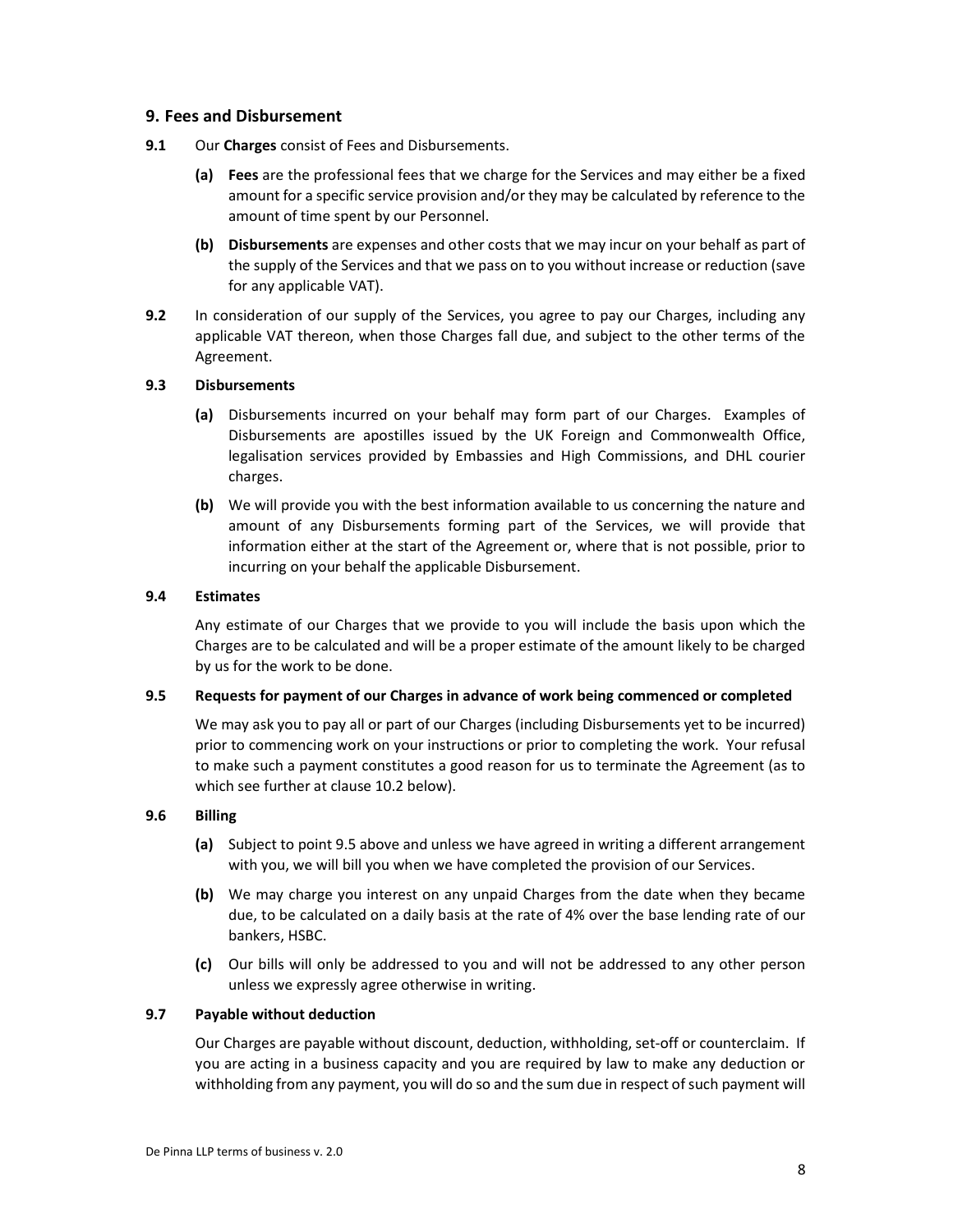## 9. Fees and Disbursement

**9.1** Our **Charges** consist of Fees and Disbursements.

**(a)** **Fees** are the professional fees that we charge for the Services and may either be a fixed amount for a specific service provision and/or they may be calculated by reference to the amount of time spent by our Personnel.

**(b)** **Disbursements** are expenses and other costs that we may incur on your behalf as part of the supply of the Services and that we pass on to you without increase or reduction (save for any applicable VAT).

**9.2** In consideration of our supply of the Services, you agree to pay our Charges, including any applicable VAT thereon, when those Charges fall due, and subject to the other terms of the Agreement.

**9.3 Disbursements**

**(a)** Disbursements incurred on your behalf may form part of our Charges. Examples of Disbursements are apostilles issued by the UK Foreign and Commonwealth Office, legalisation services provided by Embassies and High Commissions, and DHL courier charges.

**(b)** We will provide you with the best information available to us concerning the nature and amount of any Disbursements forming part of the Services, we will provide that information either at the start of the Agreement or, where that is not possible, prior to incurring on your behalf the applicable Disbursement.

**9.4 Estimates**

Any estimate of our Charges that we provide to you will include the basis upon which the Charges are to be calculated and will be a proper estimate of the amount likely to be charged by us for the work to be done.

**9.5 Requests for payment of our Charges in advance of work being commenced or completed**

We may ask you to pay all or part of our Charges (including Disbursements yet to be incurred) prior to commencing work on your instructions or prior to completing the work. Your refusal to make such a payment constitutes a good reason for us to terminate the Agreement (as to which see further at clause 10.2 below).

**9.6 Billing**

**(a)** Subject to point 9.5 above and unless we have agreed in writing a different arrangement with you, we will bill you when we have completed the provision of our Services.

**(b)** We may charge you interest on any unpaid Charges from the date when they became due, to be calculated on a daily basis at the rate of 4% over the base lending rate of our bankers, HSBC.

**(c)** Our bills will only be addressed to you and will not be addressed to any other person unless we expressly agree otherwise in writing.

**9.7 Payable without deduction**

Our Charges are payable without discount, deduction, withholding, set-off or counterclaim. If you are acting in a business capacity and you are required by law to make any deduction or withholding from any payment, you will do so and the sum due in respect of such payment will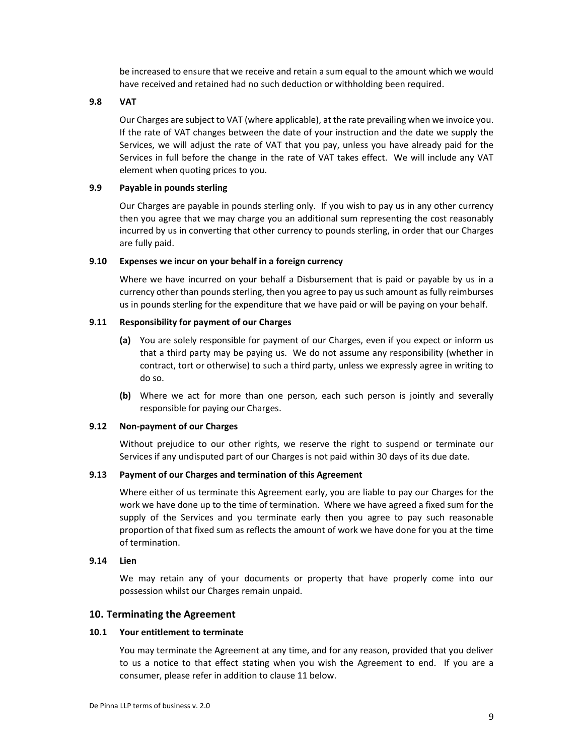be increased to ensure that we receive and retain a sum equal to the amount which we would have received and retained had no such deduction or withholding been required.

**9.8 VAT**

Our Charges are subject to VAT (where applicable), at the rate prevailing when we invoice you. If the rate of VAT changes between the date of your instruction and the date we supply the Services, we will adjust the rate of VAT that you pay, unless you have already paid for the Services in full before the change in the rate of VAT takes effect. We will include any VAT element when quoting prices to you.

**9.9 Payable in pounds sterling**

Our Charges are payable in pounds sterling only. If you wish to pay us in any other currency then you agree that we may charge you an additional sum representing the cost reasonably incurred by us in converting that other currency to pounds sterling, in order that our Charges are fully paid.

**9.10 Expenses we incur on your behalf in a foreign currency**

Where we have incurred on your behalf a Disbursement that is paid or payable by us in a currency other than pounds sterling, then you agree to pay us such amount as fully reimburses us in pounds sterling for the expenditure that we have paid or will be paying on your behalf.

**9.11 Responsibility for payment of our Charges**

**(a)** You are solely responsible for payment of our Charges, even if you expect or inform us that a third party may be paying us. We do not assume any responsibility (whether in contract, tort or otherwise) to such a third party, unless we expressly agree in writing to do so.

**(b)** Where we act for more than one person, each such person is jointly and severally responsible for paying our Charges.

**9.12 Non-payment of our Charges**

Without prejudice to our other rights, we reserve the right to suspend or terminate our Services if any undisputed part of our Charges is not paid within 30 days of its due date.

**9.13 Payment of our Charges and termination of this Agreement**

Where either of us terminate this Agreement early, you are liable to pay our Charges for the work we have done up to the time of termination. Where we have agreed a fixed sum for the supply of the Services and you terminate early then you agree to pay such reasonable proportion of that fixed sum as reflects the amount of work we have done for you at the time of termination.

**9.14 Lien**

We may retain any of your documents or property that have properly come into our possession whilst our Charges remain unpaid.

## 10. Terminating the Agreement

**10.1 Your entitlement to terminate**

You may terminate the Agreement at any time, and for any reason, provided that you deliver to us a notice to that effect stating when you wish the Agreement to end. If you are a consumer, please refer in addition to clause 11 below.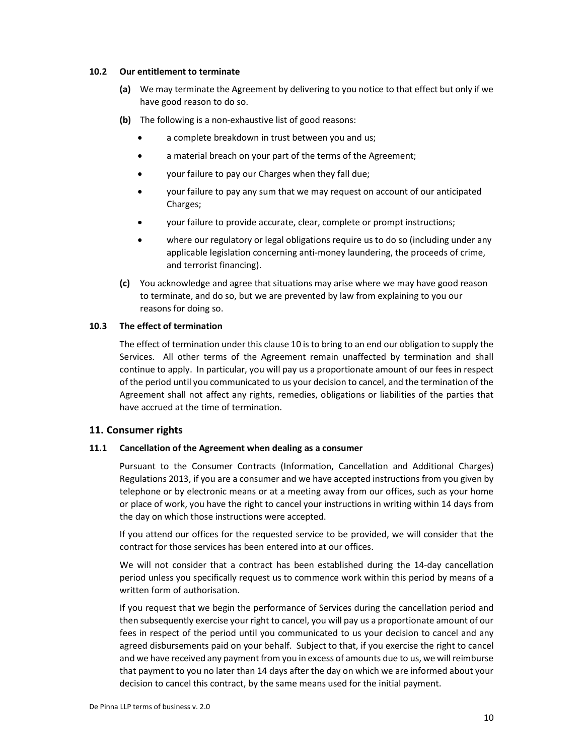#### 10.2 Our entitlement to terminate

**(a)** We may terminate the Agreement by delivering to you notice to that effect but only if we have good reason to do so.

**(b)** The following is a non-exhaustive list of good reasons:

- a complete breakdown in trust between you and us;
- a material breach on your part of the terms of the Agreement;
- your failure to pay our Charges when they fall due;
- your failure to pay any sum that we may request on account of our anticipated Charges;
- your failure to provide accurate, clear, complete or prompt instructions;
- where our regulatory or legal obligations require us to do so (including under any applicable legislation concerning anti-money laundering, the proceeds of crime, and terrorist financing).

**(c)** You acknowledge and agree that situations may arise where we may have good reason to terminate, and do so, but we are prevented by law from explaining to you our reasons for doing so.

#### 10.3 The effect of termination

The effect of termination under this clause 10 is to bring to an end our obligation to supply the Services. All other terms of the Agreement remain unaffected by termination and shall continue to apply. In particular, you will pay us a proportionate amount of our fees in respect of the period until you communicated to us your decision to cancel, and the termination of the Agreement shall not affect any rights, remedies, obligations or liabilities of the parties that have accrued at the time of termination.

### 11. Consumer rights

#### 11.1 Cancellation of the Agreement when dealing as a consumer

Pursuant to the Consumer Contracts (Information, Cancellation and Additional Charges) Regulations 2013, if you are a consumer and we have accepted instructions from you given by telephone or by electronic means or at a meeting away from our offices, such as your home or place of work, you have the right to cancel your instructions in writing within 14 days from the day on which those instructions were accepted.

If you attend our offices for the requested service to be provided, we will consider that the contract for those services has been entered into at our offices.

We will not consider that a contract has been established during the 14-day cancellation period unless you specifically request us to commence work within this period by means of a written form of authorisation.

If you request that we begin the performance of Services during the cancellation period and then subsequently exercise your right to cancel, you will pay us a proportionate amount of our fees in respect of the period until you communicated to us your decision to cancel and any agreed disbursements paid on your behalf. Subject to that, if you exercise the right to cancel and we have received any payment from you in excess of amounts due to us, we will reimburse that payment to you no later than 14 days after the day on which we are informed about your decision to cancel this contract, by the same means used for the initial payment.

De Pinna LLP terms of business v. 2.0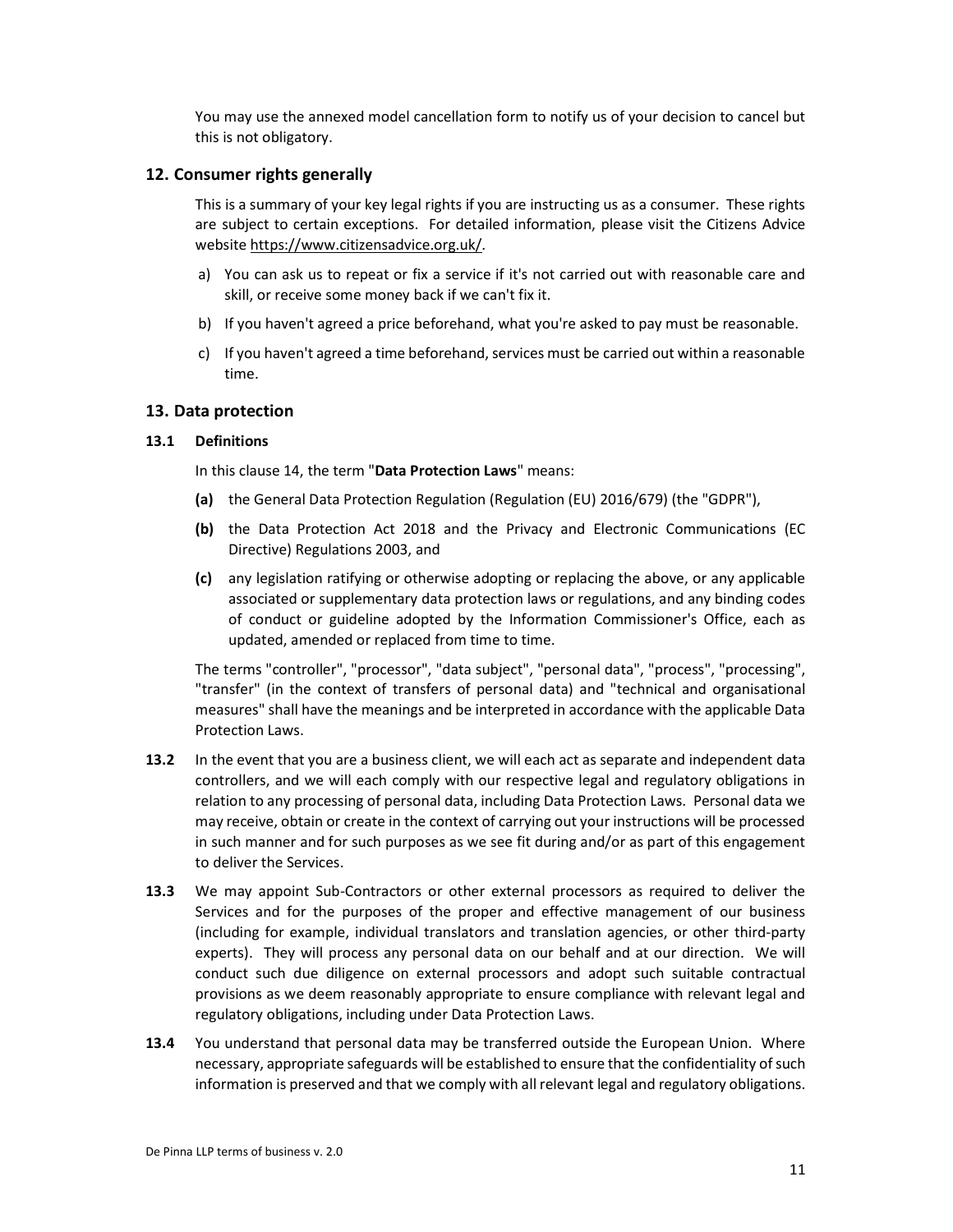You may use the annexed model cancellation form to notify us of your decision to cancel but this is not obligatory.

## 12. Consumer rights generally

This is a summary of your key legal rights if you are instructing us as a consumer. These rights are subject to certain exceptions. For detailed information, please visit the Citizens Advice website https://www.citizensadvice.org.uk/.

a) You can ask us to repeat or fix a service if it's not carried out with reasonable care and skill, or receive some money back if we can't fix it.

b) If you haven't agreed a price beforehand, what you're asked to pay must be reasonable.

c) If you haven't agreed a time beforehand, services must be carried out within a reasonable time.

## 13. Data protection

**13.1 Definitions**

In this clause 14, the term "**Data Protection Laws**" means:

**(a)** the General Data Protection Regulation (Regulation (EU) 2016/679) (the "GDPR"),

**(b)** the Data Protection Act 2018 and the Privacy and Electronic Communications (EC Directive) Regulations 2003, and

**(c)** any legislation ratifying or otherwise adopting or replacing the above, or any applicable associated or supplementary data protection laws or regulations, and any binding codes of conduct or guideline adopted by the Information Commissioner's Office, each as updated, amended or replaced from time to time.

The terms "controller", "processor", "data subject", "personal data", "process", "processing", "transfer" (in the context of transfers of personal data) and "technical and organisational measures" shall have the meanings and be interpreted in accordance with the applicable Data Protection Laws.

**13.2** In the event that you are a business client, we will each act as separate and independent data controllers, and we will each comply with our respective legal and regulatory obligations in relation to any processing of personal data, including Data Protection Laws. Personal data we may receive, obtain or create in the context of carrying out your instructions will be processed in such manner and for such purposes as we see fit during and/or as part of this engagement to deliver the Services.

**13.3** We may appoint Sub-Contractors or other external processors as required to deliver the Services and for the purposes of the proper and effective management of our business (including for example, individual translators and translation agencies, or other third-party experts). They will process any personal data on our behalf and at our direction. We will conduct such due diligence on external processors and adopt such suitable contractual provisions as we deem reasonably appropriate to ensure compliance with relevant legal and regulatory obligations, including under Data Protection Laws.

**13.4** You understand that personal data may be transferred outside the European Union. Where necessary, appropriate safeguards will be established to ensure that the confidentiality of such information is preserved and that we comply with all relevant legal and regulatory obligations.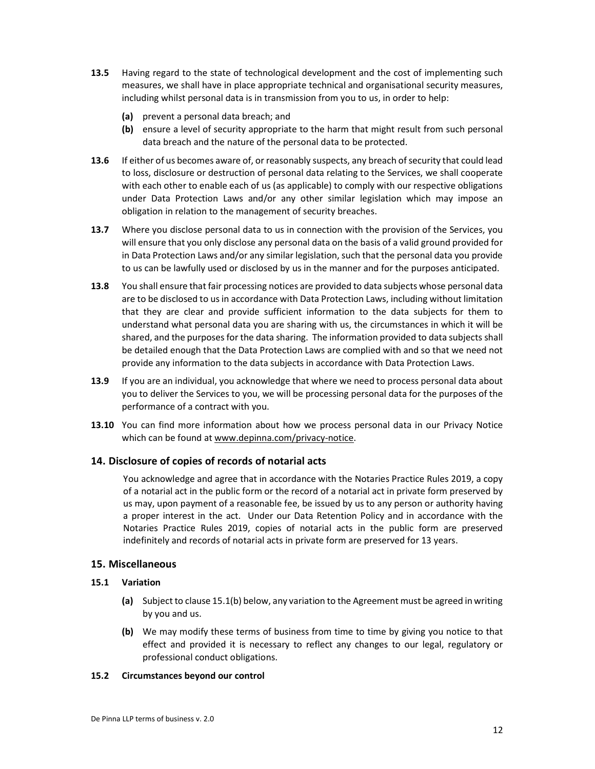**13.5** Having regard to the state of technological development and the cost of implementing such measures, we shall have in place appropriate technical and organisational security measures, including whilst personal data is in transmission from you to us, in order to help:

- **(a)** prevent a personal data breach; and
- **(b)** ensure a level of security appropriate to the harm that might result from such personal data breach and the nature of the personal data to be protected.

**13.6** If either of us becomes aware of, or reasonably suspects, any breach of security that could lead to loss, disclosure or destruction of personal data relating to the Services, we shall cooperate with each other to enable each of us (as applicable) to comply with our respective obligations under Data Protection Laws and/or any other similar legislation which may impose an obligation in relation to the management of security breaches.

**13.7** Where you disclose personal data to us in connection with the provision of the Services, you will ensure that you only disclose any personal data on the basis of a valid ground provided for in Data Protection Laws and/or any similar legislation, such that the personal data you provide to us can be lawfully used or disclosed by us in the manner and for the purposes anticipated.

**13.8** You shall ensure that fair processing notices are provided to data subjects whose personal data are to be disclosed to us in accordance with Data Protection Laws, including without limitation that they are clear and provide sufficient information to the data subjects for them to understand what personal data you are sharing with us, the circumstances in which it will be shared, and the purposes for the data sharing. The information provided to data subjects shall be detailed enough that the Data Protection Laws are complied with and so that we need not provide any information to the data subjects in accordance with Data Protection Laws.

**13.9** If you are an individual, you acknowledge that where we need to process personal data about you to deliver the Services to you, we will be processing personal data for the purposes of the performance of a contract with you.

**13.10** You can find more information about how we process personal data in our Privacy Notice which can be found at www.depinna.com/privacy-notice.

## 14. Disclosure of copies of records of notarial acts

You acknowledge and agree that in accordance with the Notaries Practice Rules 2019, a copy of a notarial act in the public form or the record of a notarial act in private form preserved by us may, upon payment of a reasonable fee, be issued by us to any person or authority having a proper interest in the act. Under our Data Retention Policy and in accordance with the Notaries Practice Rules 2019, copies of notarial acts in the public form are preserved indefinitely and records of notarial acts in private form are preserved for 13 years.

## 15. Miscellaneous

### 15.1 Variation

- **(a)** Subject to clause 15.1(b) below, any variation to the Agreement must be agreed in writing by you and us.
- **(b)** We may modify these terms of business from time to time by giving you notice to that effect and provided it is necessary to reflect any changes to our legal, regulatory or professional conduct obligations.

### 15.2 Circumstances beyond our control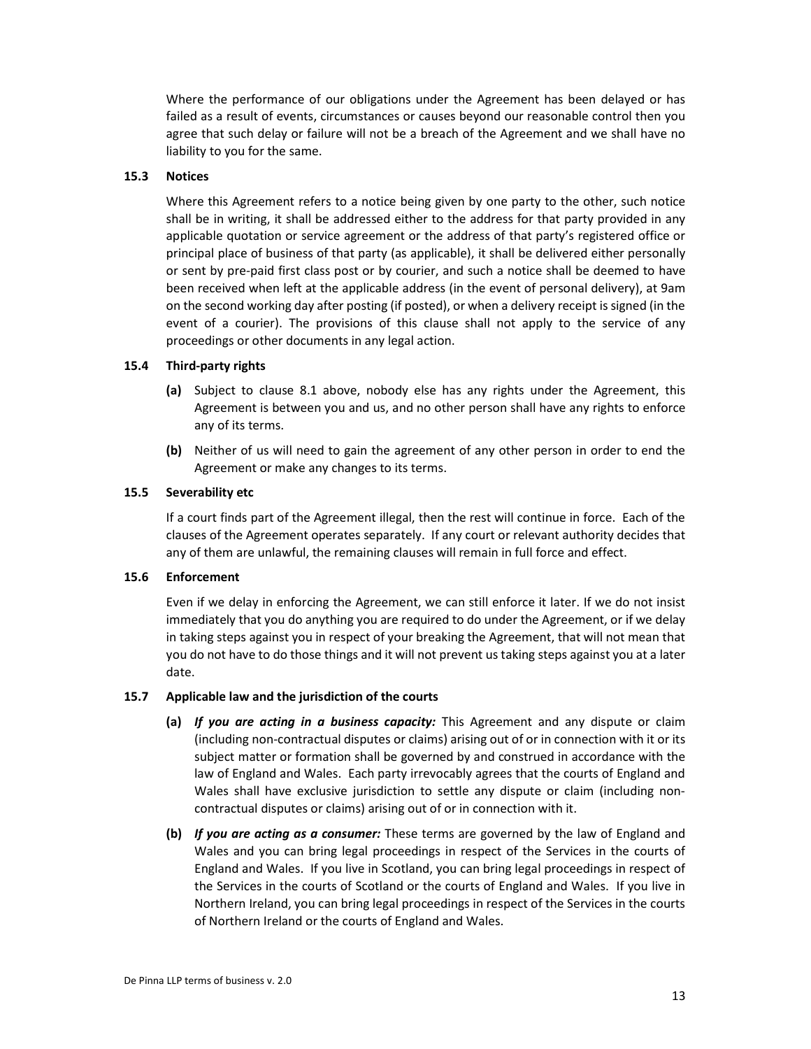Where the performance of our obligations under the Agreement has been delayed or has failed as a result of events, circumstances or causes beyond our reasonable control then you agree that such delay or failure will not be a breach of the Agreement and we shall have no liability to you for the same.

### 15.3 Notices

Where this Agreement refers to a notice being given by one party to the other, such notice shall be in writing, it shall be addressed either to the address for that party provided in any applicable quotation or service agreement or the address of that party's registered office or principal place of business of that party (as applicable), it shall be delivered either personally or sent by pre-paid first class post or by courier, and such a notice shall be deemed to have been received when left at the applicable address (in the event of personal delivery), at 9am on the second working day after posting (if posted), or when a delivery receipt is signed (in the event of a courier). The provisions of this clause shall not apply to the service of any proceedings or other documents in any legal action.

### 15.4 Third-party rights

**(a)** Subject to clause 8.1 above, nobody else has any rights under the Agreement, this Agreement is between you and us, and no other person shall have any rights to enforce any of its terms.

**(b)** Neither of us will need to gain the agreement of any other person in order to end the Agreement or make any changes to its terms.

### 15.5 Severability etc

If a court finds part of the Agreement illegal, then the rest will continue in force. Each of the clauses of the Agreement operates separately. If any court or relevant authority decides that any of them are unlawful, the remaining clauses will remain in full force and effect.

### 15.6 Enforcement

Even if we delay in enforcing the Agreement, we can still enforce it later. If we do not insist immediately that you do anything you are required to do under the Agreement, or if we delay in taking steps against you in respect of your breaking the Agreement, that will not mean that you do not have to do those things and it will not prevent us taking steps against you at a later date.

### 15.7 Applicable law and the jurisdiction of the courts

**(a)** ***If you are acting in a business capacity:*** This Agreement and any dispute or claim (including non-contractual disputes or claims) arising out of or in connection with it or its subject matter or formation shall be governed by and construed in accordance with the law of England and Wales. Each party irrevocably agrees that the courts of England and Wales shall have exclusive jurisdiction to settle any dispute or claim (including non-contractual disputes or claims) arising out of or in connection with it.

**(b)** ***If you are acting as a consumer:*** These terms are governed by the law of England and Wales and you can bring legal proceedings in respect of the Services in the courts of England and Wales. If you live in Scotland, you can bring legal proceedings in respect of the Services in the courts of Scotland or the courts of England and Wales. If you live in Northern Ireland, you can bring legal proceedings in respect of the Services in the courts of Northern Ireland or the courts of England and Wales.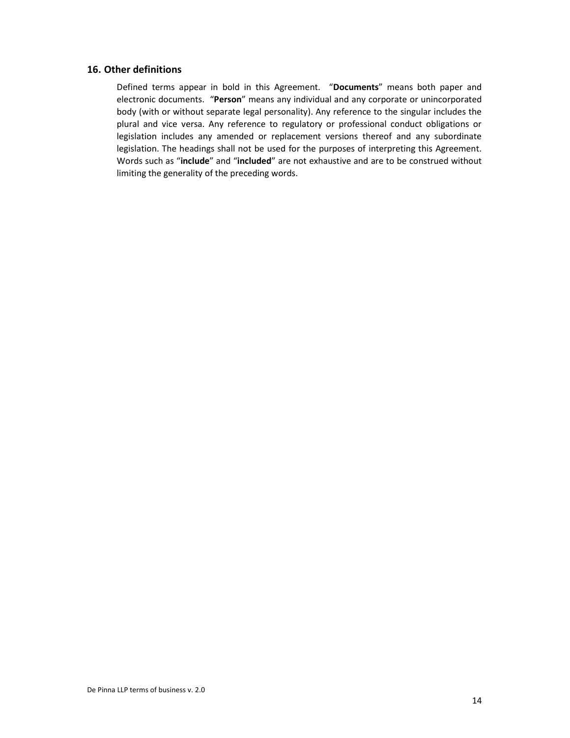## 16. Other definitions

Defined terms appear in bold in this Agreement. "**Documents**" means both paper and electronic documents. "**Person**" means any individual and any corporate or unincorporated body (with or without separate legal personality). Any reference to the singular includes the plural and vice versa. Any reference to regulatory or professional conduct obligations or legislation includes any amended or replacement versions thereof and any subordinate legislation. The headings shall not be used for the purposes of interpreting this Agreement. Words such as "**include**" and "**included**" are not exhaustive and are to be construed without limiting the generality of the preceding words.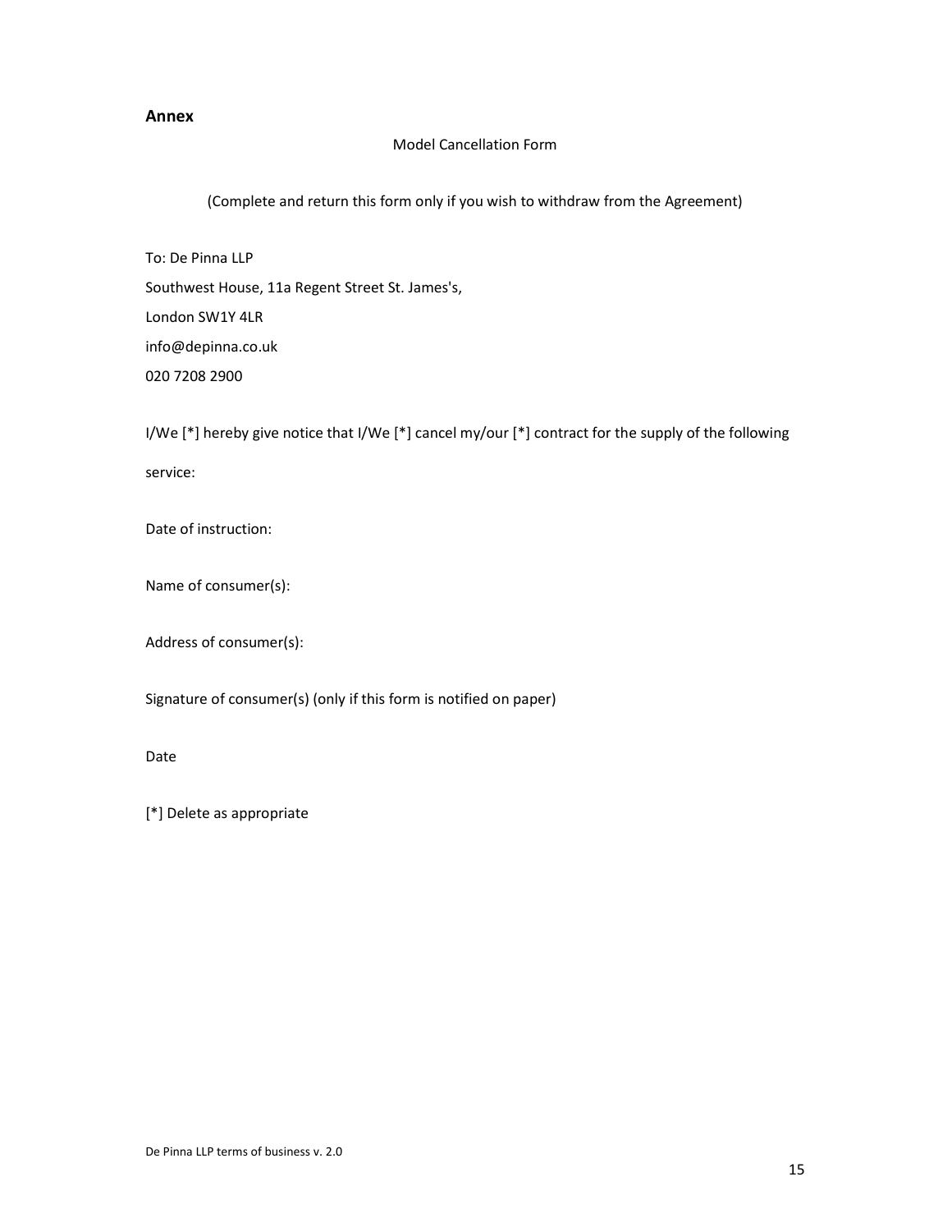**Annex**

Model Cancellation Form

(Complete and return this form only if you wish to withdraw from the Agreement)

To: De Pinna LLP

Southwest House, 11a Regent Street St. James's,

London SW1Y 4LR

info@depinna.co.uk

020 7208 2900

I/We [*] hereby give notice that I/We [*] cancel my/our [*] contract for the supply of the following service:

Date of instruction:

Name of consumer(s):

Address of consumer(s):

Signature of consumer(s) (only if this form is notified on paper)

Date

[*] Delete as appropriate